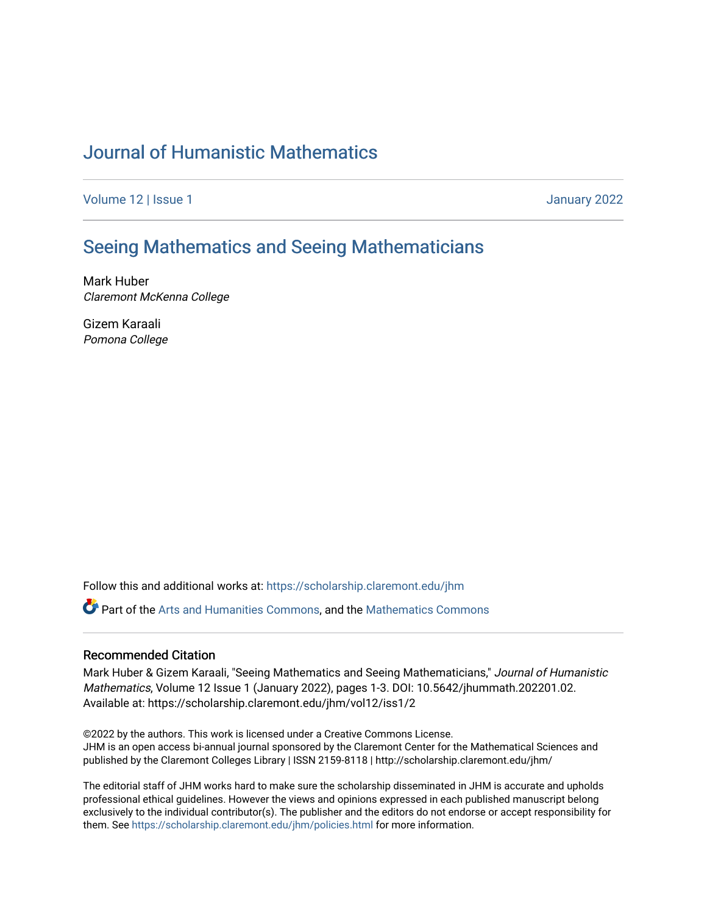# Journal of Humanistic Mathematics

Volume 12 | Issue 1 January 2022

## Seeing Mathematics and Seeing Mathematicians

Mark Huber
*Claremont McKenna College*

Gizem Karaali
*Pomona College*

Follow this and additional works at: https://scholarship.claremont.edu/jhm

Part of the Arts and Humanities Commons, and the Mathematics Commons

### Recommended Citation

Mark Huber & Gizem Karaali, "Seeing Mathematics and Seeing Mathematicians," *Journal of Humanistic Mathematics*, Volume 12 Issue 1 (January 2022), pages 1-3. DOI: 10.5642/jhummath.202201.02. Available at: https://scholarship.claremont.edu/jhm/vol12/iss1/2

©2022 by the authors. This work is licensed under a Creative Commons License.
JHM is an open access bi-annual journal sponsored by the Claremont Center for the Mathematical Sciences and published by the Claremont Colleges Library | ISSN 2159-8118 | http://scholarship.claremont.edu/jhm/

The editorial staff of JHM works hard to make sure the scholarship disseminated in JHM is accurate and upholds professional ethical guidelines. However the views and opinions expressed in each published manuscript belong exclusively to the individual contributor(s). The publisher and the editors do not endorse or accept responsibility for them. See https://scholarship.claremont.edu/jhm/policies.html for more information.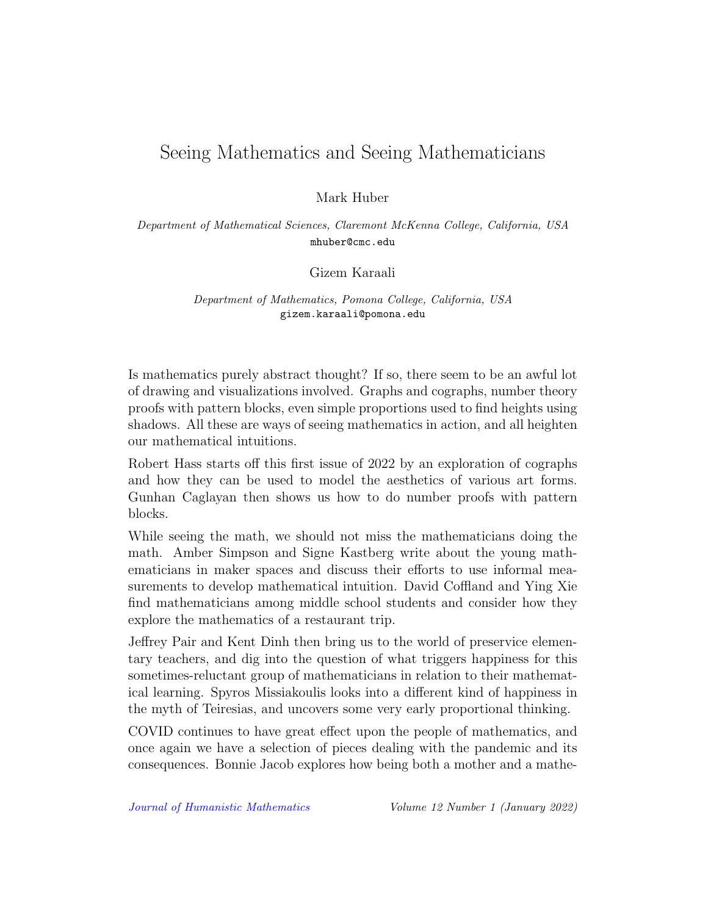# Seeing Mathematics and Seeing Mathematicians

Mark Huber

*Department of Mathematical Sciences, Claremont McKenna College, California, USA*
mhuber@cmc.edu

Gizem Karaali

*Department of Mathematics, Pomona College, California, USA*
gizem.karaali@pomona.edu

Is mathematics purely abstract thought? If so, there seem to be an awful lot of drawing and visualizations involved. Graphs and cographs, number theory proofs with pattern blocks, even simple proportions used to find heights using shadows. All these are ways of seeing mathematics in action, and all heighten our mathematical intuitions.

Robert Hass starts off this first issue of 2022 by an exploration of cographs and how they can be used to model the aesthetics of various art forms. Gunhan Caglayan then shows us how to do number proofs with pattern blocks.

While seeing the math, we should not miss the mathematicians doing the math. Amber Simpson and Signe Kastberg write about the young mathematicians in maker spaces and discuss their efforts to use informal measurements to develop mathematical intuition. David Coffland and Ying Xie find mathematicians among middle school students and consider how they explore the mathematics of a restaurant trip.

Jeffrey Pair and Kent Dinh then bring us to the world of preservice elementary teachers, and dig into the question of what triggers happiness for this sometimes-reluctant group of mathematicians in relation to their mathematical learning. Spyros Missiakoulis looks into a different kind of happiness in the myth of Teiresias, and uncovers some very early proportional thinking.

COVID continues to have great effect upon the people of mathematics, and once again we have a selection of pieces dealing with the pandemic and its consequences. Bonnie Jacob explores how being both a mother and a mathe-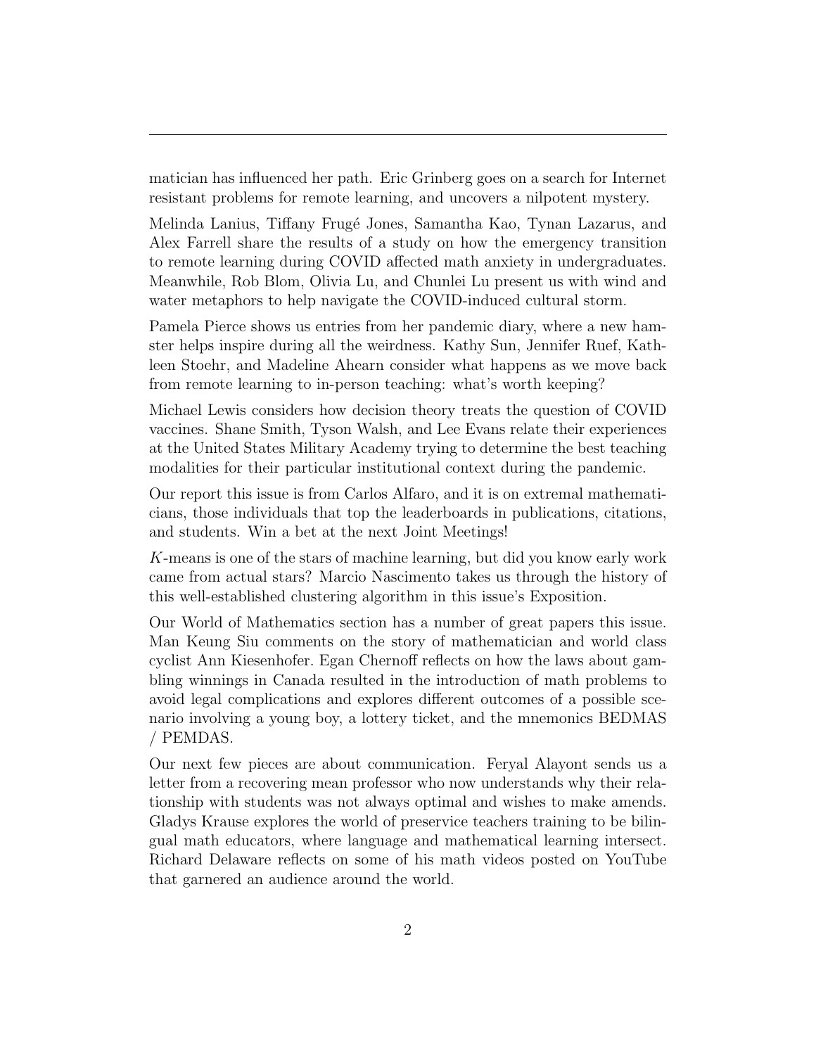matician has influenced her path. Eric Grinberg goes on a search for Internet resistant problems for remote learning, and uncovers a nilpotent mystery.

Melinda Lanius, Tiffany Frugé Jones, Samantha Kao, Tynan Lazarus, and Alex Farrell share the results of a study on how the emergency transition to remote learning during COVID affected math anxiety in undergraduates. Meanwhile, Rob Blom, Olivia Lu, and Chunlei Lu present us with wind and water metaphors to help navigate the COVID-induced cultural storm.

Pamela Pierce shows us entries from her pandemic diary, where a new hamster helps inspire during all the weirdness. Kathy Sun, Jennifer Ruef, Kathleen Stoehr, and Madeline Ahearn consider what happens as we move back from remote learning to in-person teaching: what's worth keeping?

Michael Lewis considers how decision theory treats the question of COVID vaccines. Shane Smith, Tyson Walsh, and Lee Evans relate their experiences at the United States Military Academy trying to determine the best teaching modalities for their particular institutional context during the pandemic.

Our report this issue is from Carlos Alfaro, and it is on extremal mathematicians, those individuals that top the leaderboards in publications, citations, and students. Win a bet at the next Joint Meetings!

$K$-means is one of the stars of machine learning, but did you know early work came from actual stars? Marcio Nascimento takes us through the history of this well-established clustering algorithm in this issue's Exposition.

Our World of Mathematics section has a number of great papers this issue. Man Keung Siu comments on the story of mathematician and world class cyclist Ann Kiesenhofer. Egan Chernoff reflects on how the laws about gambling winnings in Canada resulted in the introduction of math problems to avoid legal complications and explores different outcomes of a possible scenario involving a young boy, a lottery ticket, and the mnemonics BEDMAS / PEMDAS.

Our next few pieces are about communication. Feryal Alayont sends us a letter from a recovering mean professor who now understands why their relationship with students was not always optimal and wishes to make amends. Gladys Krause explores the world of preservice teachers training to be bilingual math educators, where language and mathematical learning intersect. Richard Delaware reflects on some of his math videos posted on YouTube that garnered an audience around the world.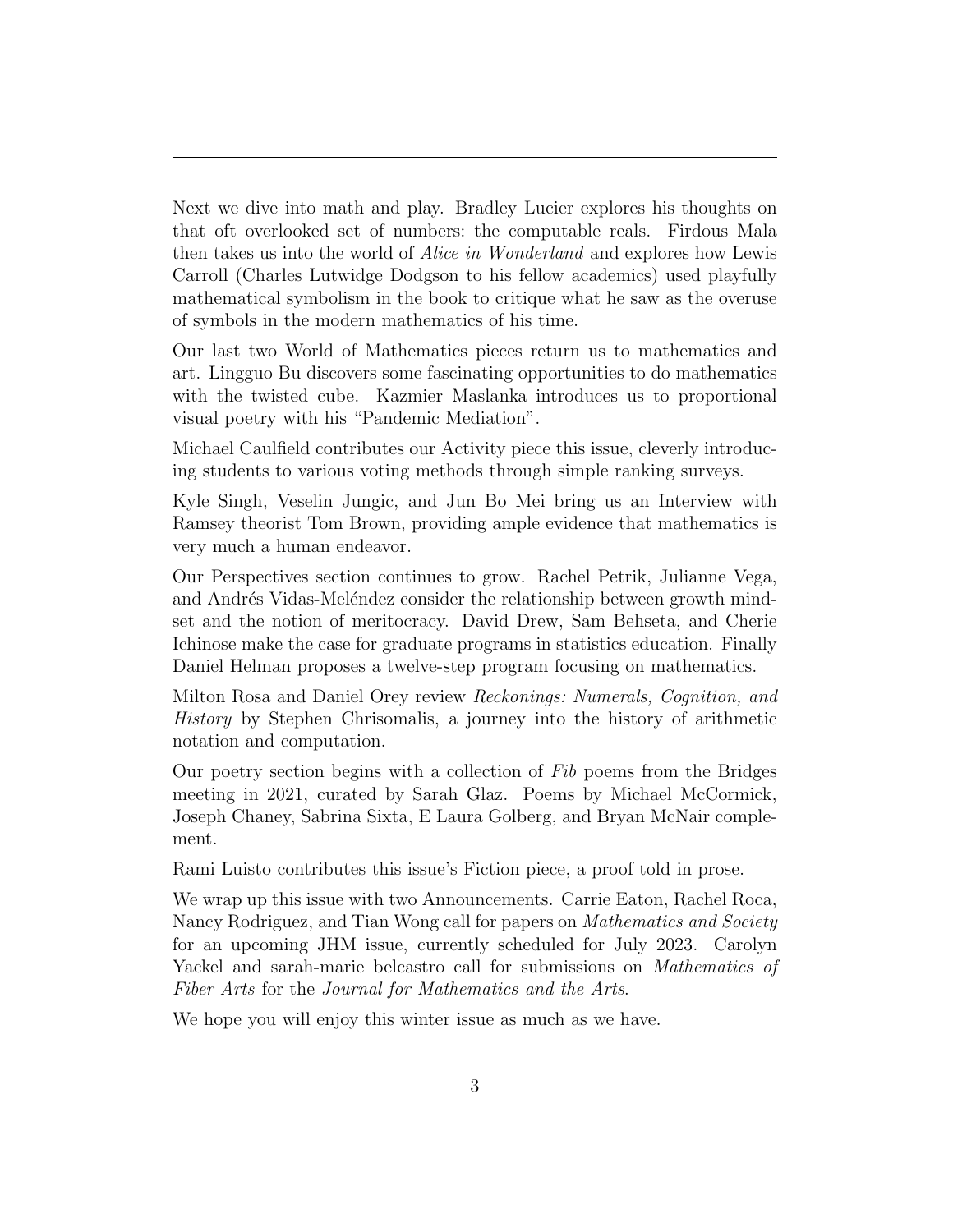---

Next we dive into math and play. Bradley Lucier explores his thoughts on that oft overlooked set of numbers: the computable reals. Firdous Mala then takes us into the world of *Alice in Wonderland* and explores how Lewis Carroll (Charles Lutwidge Dodgson to his fellow academics) used playfully mathematical symbolism in the book to critique what he saw as the overuse of symbols in the modern mathematics of his time.

Our last two World of Mathematics pieces return us to mathematics and art. Lingguo Bu discovers some fascinating opportunities to do mathematics with the twisted cube. Kazmier Maslanka introduces us to proportional visual poetry with his "Pandemic Mediation".

Michael Caulfield contributes our Activity piece this issue, cleverly introducing students to various voting methods through simple ranking surveys.

Kyle Singh, Veselin Jungic, and Jun Bo Mei bring us an Interview with Ramsey theorist Tom Brown, providing ample evidence that mathematics is very much a human endeavor.

Our Perspectives section continues to grow. Rachel Petrik, Julianne Vega, and Andrés Vidas-Meléndez consider the relationship between growth mindset and the notion of meritocracy. David Drew, Sam Behseta, and Cherie Ichinose make the case for graduate programs in statistics education. Finally Daniel Helman proposes a twelve-step program focusing on mathematics.

Milton Rosa and Daniel Orey review *Reckonings: Numerals, Cognition, and History* by Stephen Chrisomalis, a journey into the history of arithmetic notation and computation.

Our poetry section begins with a collection of *Fib* poems from the Bridges meeting in 2021, curated by Sarah Glaz. Poems by Michael McCormick, Joseph Chaney, Sabrina Sixta, E Laura Golberg, and Bryan McNair complement.

Rami Luisto contributes this issue's Fiction piece, a proof told in prose.

We wrap up this issue with two Announcements. Carrie Eaton, Rachel Roca, Nancy Rodriguez, and Tian Wong call for papers on *Mathematics and Society* for an upcoming JHM issue, currently scheduled for July 2023. Carolyn Yackel and sarah-marie belcastro call for submissions on *Mathematics of Fiber Arts* for the *Journal for Mathematics and the Arts*.

We hope you will enjoy this winter issue as much as we have.